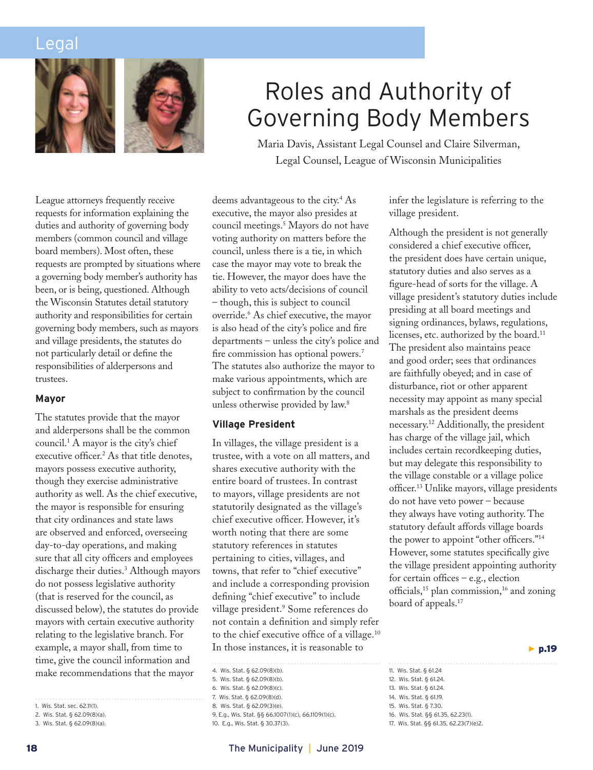Legal

# Roles and Authority of Governing Body Members

Maria Davis, Assistant Legal Counsel and Claire Silverman, Legal Counsel, League of Wisconsin Municipalities

League attorneys frequently receive requests for information explaining the duties and authority of governing body members (common council and village board members). Most often, these requests are prompted by situations where a governing body member's authority has been, or is being, questioned. Although the Wisconsin Statutes detail statutory authority and responsibilities for certain governing body members, such as mayors and village presidents, the statutes do not particularly detail or define the responsibilities of alderpersons and trustees.

### Mayor

The statutes provide that the mayor and alderpersons shall be the common council.[1] A mayor is the city's chief executive officer.[2] As that title denotes, mayors possess executive authority, though they exercise administrative authority as well. As the chief executive, the mayor is responsible for ensuring that city ordinances and state laws are observed and enforced, overseeing day-to-day operations, and making sure that all city officers and employees discharge their duties.[3] Although mayors do not possess legislative authority (that is reserved for the council, as discussed below), the statutes do provide mayors with certain executive authority relating to the legislative branch. For example, a mayor shall, from time to time, give the council information and make recommendations that the mayor deems advantageous to the city.[4] As executive, the mayor also presides at council meetings.[5] Mayors do not have voting authority on matters before the council, unless there is a tie, in which case the mayor may vote to break the tie. However, the mayor does have the ability to veto acts/decisions of council – though, this is subject to council override.[6] As chief executive, the mayor is also head of the city's police and fire departments – unless the city's police and fire commission has optional powers.[7] The statutes also authorize the mayor to make various appointments, which are subject to confirmation by the council unless otherwise provided by law.[8]

### Village President

In villages, the village president is a trustee, with a vote on all matters, and shares executive authority with the entire board of trustees. In contrast to mayors, village presidents are not statutorily designated as the village's chief executive officer. However, it's worth noting that there are some statutory references in statutes pertaining to cities, villages, and towns, that refer to "chief executive" and include a corresponding provision defining "chief executive" to include village president.[9] Some references do not contain a definition and simply refer to the chief executive office of a village.[10] In those instances, it is reasonable to infer the legislature is referring to the village president.

Although the president is not generally considered a chief executive officer, the president does have certain unique, statutory duties and also serves as a figure-head of sorts for the village. A village president's statutory duties include presiding at all board meetings and signing ordinances, bylaws, regulations, licenses, etc. authorized by the board.[11] The president also maintains peace and good order; sees that ordinances are faithfully obeyed; and in case of disturbance, riot or other apparent necessity may appoint as many special marshals as the president deems necessary.[12] Additionally, the president has charge of the village jail, which includes certain recordkeeping duties, but may delegate this responsibility to the village constable or a village police officer.[13] Unlike mayors, village presidents do not have veto power – because they always have voting authority. The statutory default affords village boards the power to appoint "other officers."[14] However, some statutes specifically give the village president appointing authority for certain offices – e.g., election officials,[15] plan commission,[16] and zoning board of appeals.[17]

► p.19

1. Wis. Stat. sec. 62.11(1).
2. Wis. Stat. § 62.09(8)(a).
3. Wis. Stat. § 62.09(8)(a).
4. Wis. Stat. § 62.09(8)(b).
5. Wis. Stat. § 62.09(8)(b).
6. Wis. Stat. § 62.09(8)(c).
7. Wis. Stat. § 62.09(8)(d).
8. Wis. Stat. § 62.09(3)(e).
9. E.g., Wis. Stat. §§ 66.1007(1)(c), 66.1109(1)(c).
10. E.g., Wis. Stat. § 30.37(3).
11. Wis. Stat. § 61.24
12. Wis. Stat. § 61.24.
13. Wis. Stat. § 61.24.
14. Wis. Stat. § 61.19.
15. Wis. Stat. § 7.30.
16. Wis. Stat. §§ 61.35, 62.23(1).
17. Wis. Stat. §§ 61.35, 62.23(7)(e)2.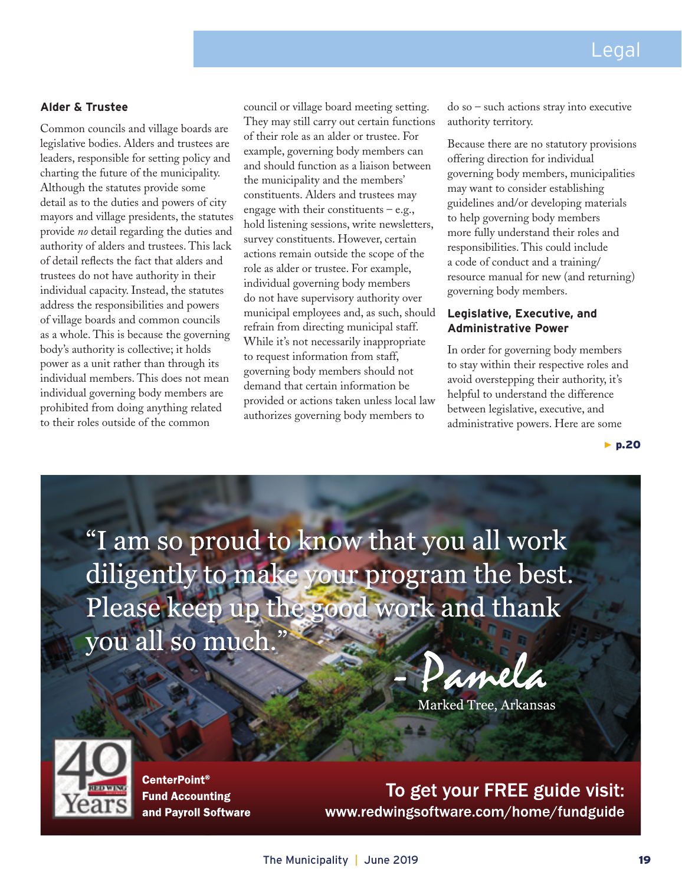### Alder & Trustee

Common councils and village boards are legislative bodies. Alders and trustees are leaders, responsible for setting policy and charting the future of the municipality. Although the statutes provide some detail as to the duties and powers of city mayors and village presidents, the statutes provide *no* detail regarding the duties and authority of alders and trustees. This lack of detail reflects the fact that alders and trustees do not have authority in their individual capacity. Instead, the statutes address the responsibilities and powers of village boards and common councils as a whole. This is because the governing body's authority is collective; it holds power as a unit rather than through its individual members. This does not mean individual governing body members are prohibited from doing anything related to their roles outside of the common council or village board meeting setting. They may still carry out certain functions of their role as an alder or trustee. For example, governing body members can and should function as a liaison between the municipality and the members' constituents. Alders and trustees may engage with their constituents – e.g., hold listening sessions, write newsletters, survey constituents. However, certain actions remain outside the scope of the role as alder or trustee. For example, individual governing body members do not have supervisory authority over municipal employees and, as such, should refrain from directing municipal staff. While it's not necessarily inappropriate to request information from staff, governing body members should not demand that certain information be provided or actions taken unless local law authorizes governing body members to do so – such actions stray into executive authority territory.

Because there are no statutory provisions offering direction for individual governing body members, municipalities may want to consider establishing guidelines and/or developing materials to help governing body members more fully understand their roles and responsibilities. This could include a code of conduct and a training/resource manual for new (and returning) governing body members.

### Legislative, Executive, and Administrative Power

In order for governing body members to stay within their respective roles and avoid overstepping their authority, it's helpful to understand the difference between legislative, executive, and administrative powers. Here are some

► p.20

"I am so proud to know that you all work diligently to make your program the best. Please keep up the good work and thank you all so much."

- Pamela
Marked Tree, Arkansas

40 Years RED WING

**CenterPoint® Fund Accounting and Payroll Software**

**To get your FREE guide visit: www.redwingsoftware.com/home/fundguide**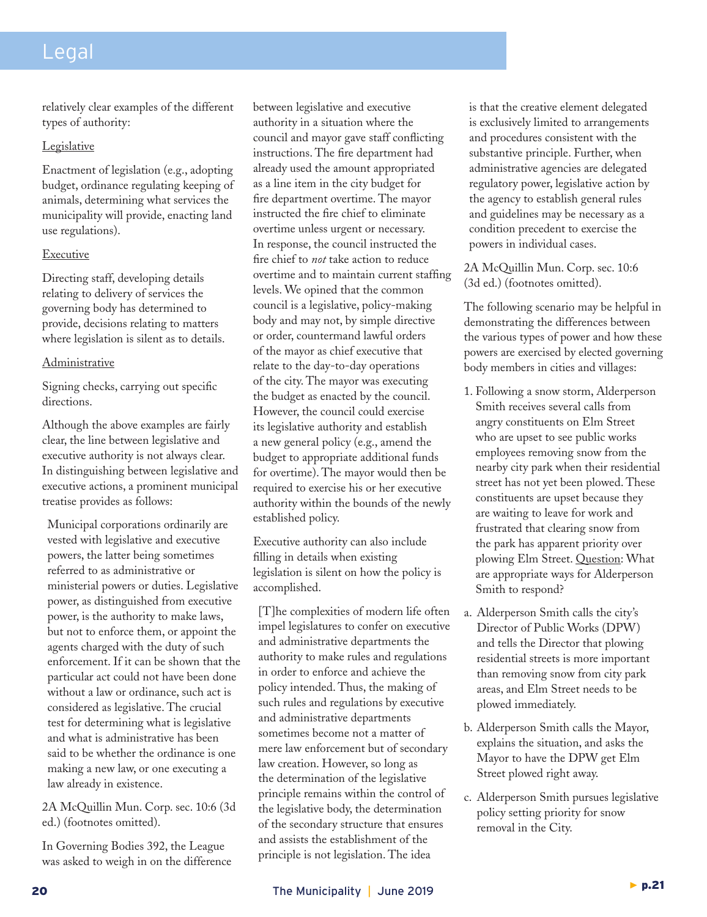relatively clear examples of the different types of authority:

Legislative

Enactment of legislation (e.g., adopting budget, ordinance regulating keeping of animals, determining what services the municipality will provide, enacting land use regulations).

Executive

Directing staff, developing details relating to delivery of services the governing body has determined to provide, decisions relating to matters where legislation is silent as to details.

Administrative

Signing checks, carrying out specific directions.

Although the above examples are fairly clear, the line between legislative and executive authority is not always clear. In distinguishing between legislative and executive actions, a prominent municipal treatise provides as follows:

> Municipal corporations ordinarily are vested with legislative and executive powers, the latter being sometimes referred to as administrative or ministerial powers or duties. Legislative power, as distinguished from executive power, is the authority to make laws, but not to enforce them, or appoint the agents charged with the duty of such enforcement. If it can be shown that the particular act could not have been done without a law or ordinance, such act is considered as legislative. The crucial test for determining what is legislative and what is administrative has been said to be whether the ordinance is one making a new law, or one executing a law already in existence.

2A McQuillin Mun. Corp. sec. 10:6 (3d ed.) (footnotes omitted).

In Governing Bodies 392, the League was asked to weigh in on the difference between legislative and executive authority in a situation where the council and mayor gave staff conflicting instructions. The fire department had already used the amount appropriated as a line item in the city budget for fire department overtime. The mayor instructed the fire chief to eliminate overtime unless urgent or necessary. In response, the council instructed the fire chief to *not* take action to reduce overtime and to maintain current staffing levels. We opined that the common council is a legislative, policy-making body and may not, by simple directive or order, countermand lawful orders of the mayor as chief executive that relate to the day-to-day operations of the city. The mayor was executing the budget as enacted by the council. However, the council could exercise its legislative authority and establish a new general policy (e.g., amend the budget to appropriate additional funds for overtime). The mayor would then be required to exercise his or her executive authority within the bounds of the newly established policy.

Executive authority can also include filling in details when existing legislation is silent on how the policy is accomplished.

> [T]he complexities of modern life often impel legislatures to confer on executive and administrative departments the authority to make rules and regulations in order to enforce and achieve the policy intended. Thus, the making of such rules and regulations by executive and administrative departments sometimes become not a matter of mere law enforcement but of secondary law creation. However, so long as the determination of the legislative principle remains within the control of the legislative body, the determination of the secondary structure that ensures and assists the establishment of the principle is not legislation. The idea is that the creative element delegated is exclusively limited to arrangements and procedures consistent with the substantive principle. Further, when administrative agencies are delegated regulatory power, legislative action by the agency to establish general rules and guidelines may be necessary as a condition precedent to exercise the powers in individual cases.

2A McQuillin Mun. Corp. sec. 10:6 (3d ed.) (footnotes omitted).

The following scenario may be helpful in demonstrating the differences between the various types of power and how these powers are exercised by elected governing body members in cities and villages:

1. Following a snow storm, Alderperson Smith receives several calls from angry constituents on Elm Street who are upset to see public works employees removing snow from the nearby city park when their residential street has not yet been plowed. These constituents are upset because they are waiting to leave for work and frustrated that clearing snow from the park has apparent priority over plowing Elm Street. Question: What are appropriate ways for Alderperson Smith to respond?

a. Alderperson Smith calls the city's Director of Public Works (DPW) and tells the Director that plowing residential streets is more important than removing snow from city park areas, and Elm Street needs to be plowed immediately.

b. Alderperson Smith calls the Mayor, explains the situation, and asks the Mayor to have the DPW get Elm Street plowed right away.

c. Alderperson Smith pursues legislative policy setting priority for snow removal in the City.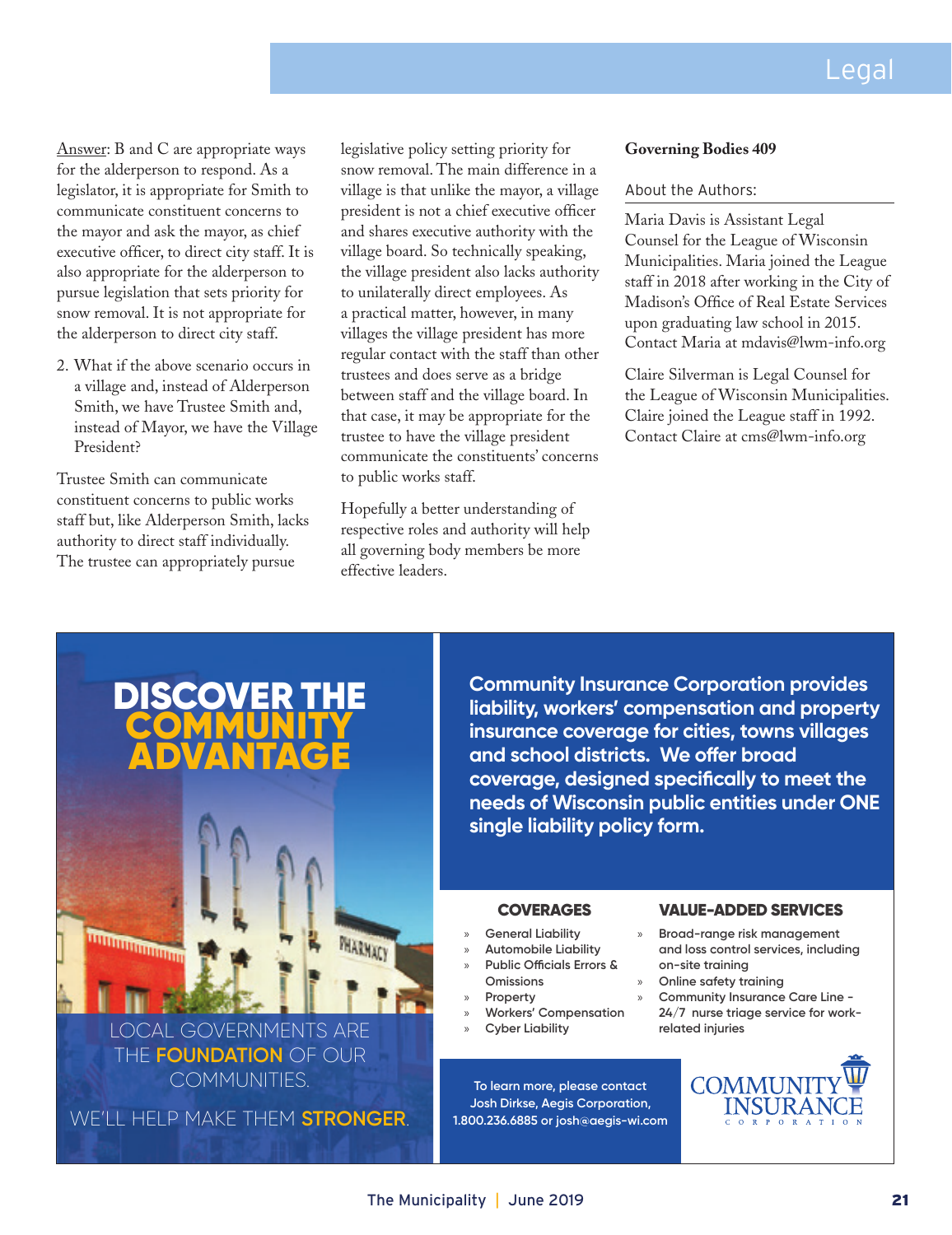Answer: B and C are appropriate ways for the alderperson to respond. As a legislator, it is appropriate for Smith to communicate constituent concerns to the mayor and ask the mayor, as chief executive officer, to direct city staff. It is also appropriate for the alderperson to pursue legislation that sets priority for snow removal. It is not appropriate for the alderperson to direct city staff.

2. What if the above scenario occurs in a village and, instead of Alderperson Smith, we have Trustee Smith and, instead of Mayor, we have the Village President?

Trustee Smith can communicate constituent concerns to public works staff but, like Alderperson Smith, lacks authority to direct staff individually. The trustee can appropriately pursue legislative policy setting priority for snow removal. The main difference in a village is that unlike the mayor, a village president is not a chief executive officer and shares executive authority with the village board. So technically speaking, the village president also lacks authority to unilaterally direct employees. As a practical matter, however, in many villages the village president has more regular contact with the staff than other trustees and does serve as a bridge between staff and the village board. In that case, it may be appropriate for the trustee to have the village president communicate the constituents' concerns to public works staff.

Hopefully a better understanding of respective roles and authority will help all governing body members be more effective leaders.

**Governing Bodies 409**

About the Authors:

Maria Davis is Assistant Legal Counsel for the League of Wisconsin Municipalities. Maria joined the League staff in 2018 after working in the City of Madison's Office of Real Estate Services upon graduating law school in 2015. Contact Maria at mdavis@lwm-info.org

Claire Silverman is Legal Counsel for the League of Wisconsin Municipalities. Claire joined the League staff in 1992. Contact Claire at cms@lwm-info.org

**DISCOVER THE COMMUNITY ADVANTAGE**

LOCAL GOVERNMENTS ARE THE FOUNDATION OF OUR COMMUNITIES.

WE'LL HELP MAKE THEM STRONGER.

**Community Insurance Corporation provides liability, workers' compensation and property insurance coverage for cities, towns villages and school districts. We offer broad coverage, designed specifically to meet the needs of Wisconsin public entities under ONE single liability policy form.**

**COVERAGES**

- General Liability
- Automobile Liability
- Public Officials Errors & Omissions
- Property
- Workers' Compensation
- Cyber Liability

**VALUE-ADDED SERVICES**

- Broad-range risk management and loss control services, including on-site training
- Online safety training
- Community Insurance Care Line - 24/7 nurse triage service for work-related injuries

To learn more, please contact Josh Dirkse, Aegis Corporation, 1.800.236.6885 or josh@aegis-wi.com

COMMUNITY INSURANCE CORPORATION